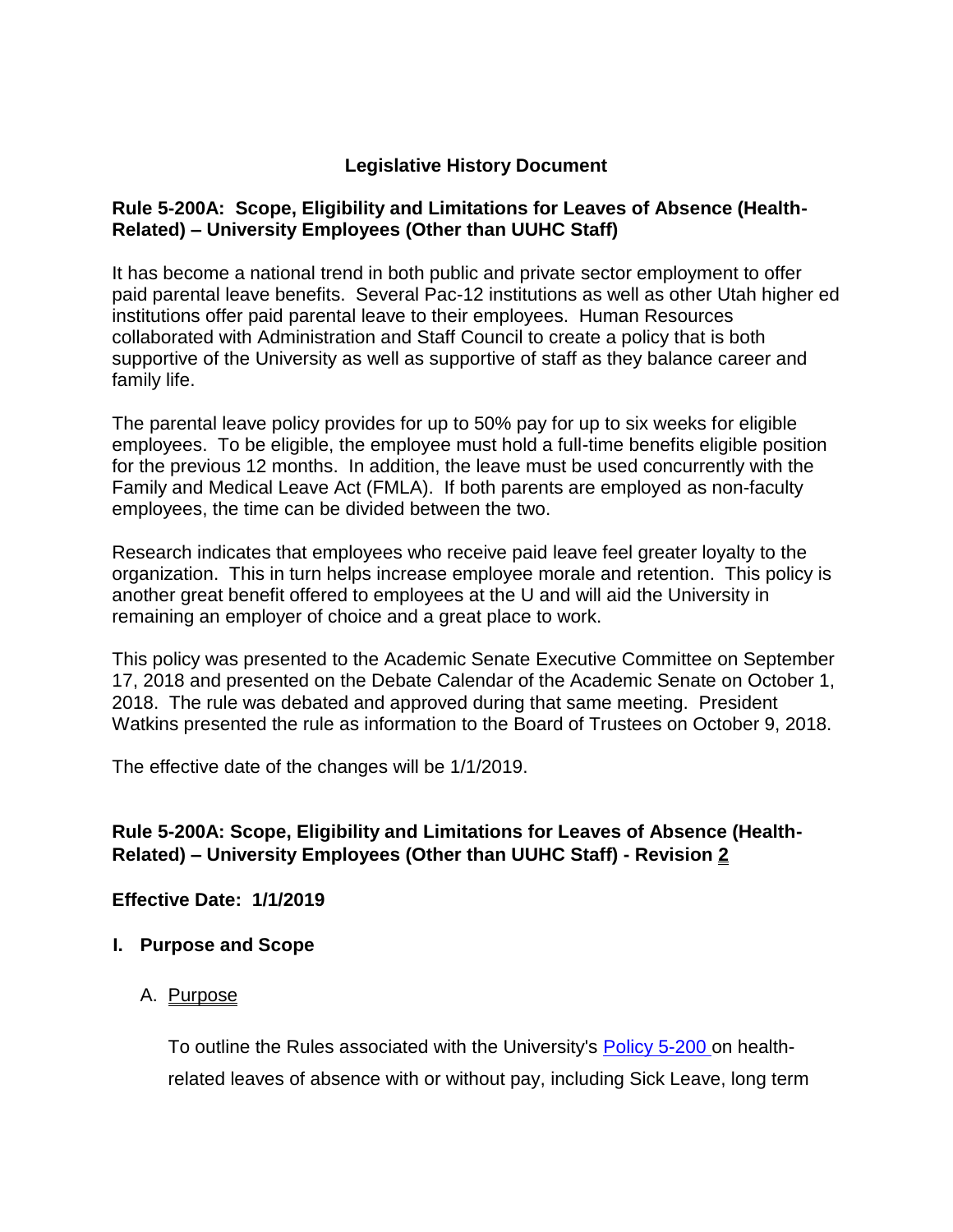# Legislative History Document

## Rule 5-200A: Scope, Eligibility and Limitations for Leaves of Absence (Health-Related) – University Employees (Other than UUHC Staff)

It has become a national trend in both public and private sector employment to offer paid parental leave benefits. Several Pac-12 institutions as well as other Utah higher ed institutions offer paid parental leave to their employees. Human Resources collaborated with Administration and Staff Council to create a policy that is both supportive of the University as well as supportive of staff as they balance career and family life.

The parental leave policy provides for up to 50% pay for up to six weeks for eligible employees. To be eligible, the employee must hold a full-time benefits eligible position for the previous 12 months. In addition, the leave must be used concurrently with the Family and Medical Leave Act (FMLA). If both parents are employed as non-faculty employees, the time can be divided between the two.

Research indicates that employees who receive paid leave feel greater loyalty to the organization. This in turn helps increase employee morale and retention. This policy is another great benefit offered to employees at the U and will aid the University in remaining an employer of choice and a great place to work.

This policy was presented to the Academic Senate Executive Committee on September 17, 2018 and presented on the Debate Calendar of the Academic Senate on October 1, 2018. The rule was debated and approved during that same meeting. President Watkins presented the rule as information to the Board of Trustees on October 9, 2018.

The effective date of the changes will be 1/1/2019.

## Rule 5-200A: Scope, Eligibility and Limitations for Leaves of Absence (Health-Related) – University Employees (Other than UUHC Staff) - Revision 2

**Effective Date: 1/1/2019**

### I. Purpose and Scope

A. Purpose

To outline the Rules associated with the University's Policy 5-200 on health-related leaves of absence with or without pay, including Sick Leave, long term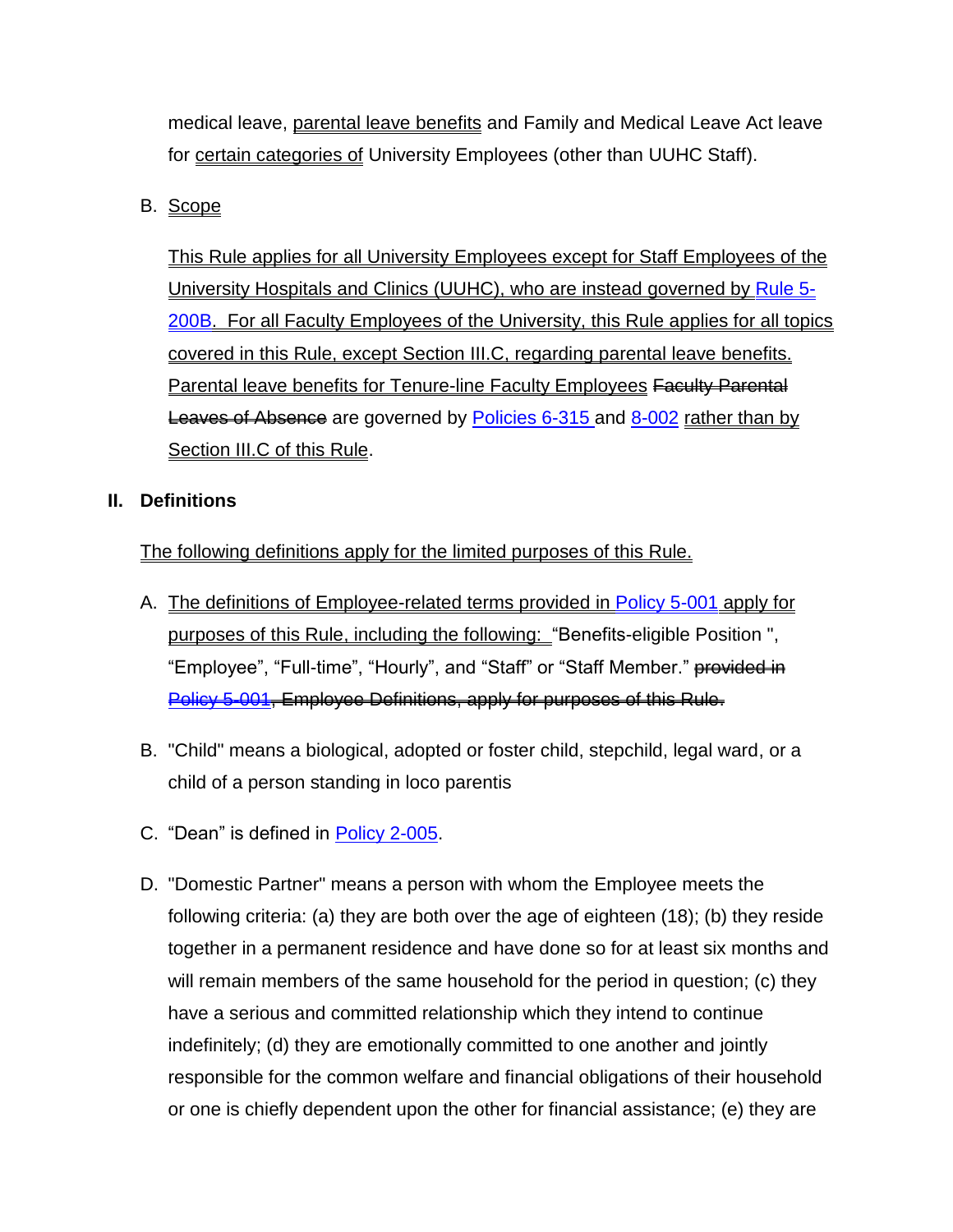medical leave, parental leave benefits and Family and Medical Leave Act leave for certain categories of University Employees (other than UUHC Staff).

B. Scope

This Rule applies for all University Employees except for Staff Employees of the University Hospitals and Clinics (UUHC), who are instead governed by Rule 5-200B. For all Faculty Employees of the University, this Rule applies for all topics covered in this Rule, except Section III.C, regarding parental leave benefits. Parental leave benefits for Tenure-line Faculty Employees ~~Faculty Parental Leaves of Absence~~ are governed by Policies 6-315 and 8-002 rather than by Section III.C of this Rule.

## II. Definitions

The following definitions apply for the limited purposes of this Rule.

A. The definitions of Employee-related terms provided in Policy 5-001 apply for purposes of this Rule, including the following: "Benefits-eligible Position ", "Employee", "Full-time", "Hourly", and "Staff" or "Staff Member." ~~provided in Policy 5-001, Employee Definitions, apply for purposes of this Rule.~~

B. "Child" means a biological, adopted or foster child, stepchild, legal ward, or a child of a person standing in loco parentis

C. "Dean" is defined in Policy 2-005.

D. "Domestic Partner" means a person with whom the Employee meets the following criteria: (a) they are both over the age of eighteen (18); (b) they reside together in a permanent residence and have done so for at least six months and will remain members of the same household for the period in question; (c) they have a serious and committed relationship which they intend to continue indefinitely; (d) they are emotionally committed to one another and jointly responsible for the common welfare and financial obligations of their household or one is chiefly dependent upon the other for financial assistance; (e) they are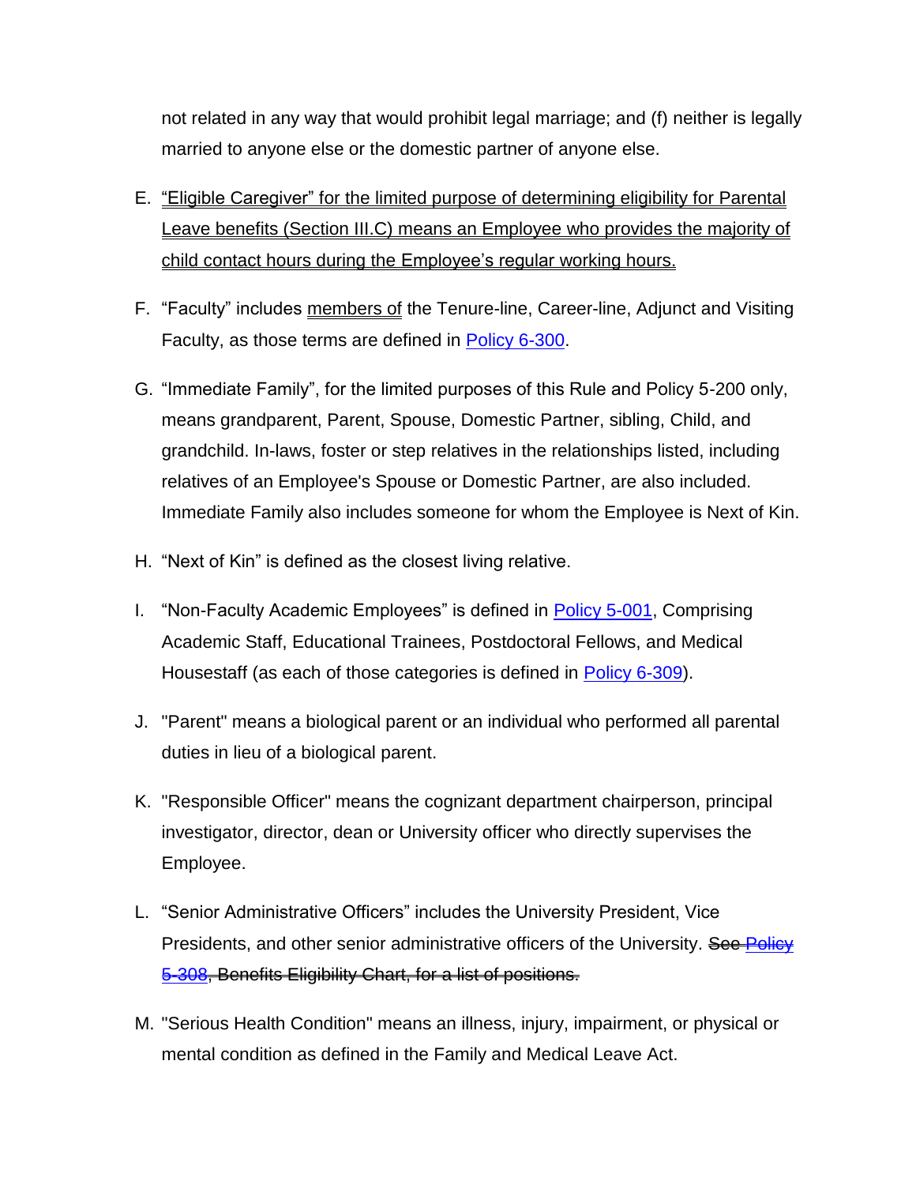not related in any way that would prohibit legal marriage; and (f) neither is legally married to anyone else or the domestic partner of anyone else.

E. "Eligible Caregiver" for the limited purpose of determining eligibility for Parental Leave benefits (Section III.C) means an Employee who provides the majority of child contact hours during the Employee's regular working hours.

F. "Faculty" includes members of the Tenure-line, Career-line, Adjunct and Visiting Faculty, as those terms are defined in Policy 6-300.

G. "Immediate Family", for the limited purposes of this Rule and Policy 5-200 only, means grandparent, Parent, Spouse, Domestic Partner, sibling, Child, and grandchild. In-laws, foster or step relatives in the relationships listed, including relatives of an Employee's Spouse or Domestic Partner, are also included. Immediate Family also includes someone for whom the Employee is Next of Kin.

H. "Next of Kin" is defined as the closest living relative.

I. "Non-Faculty Academic Employees" is defined in Policy 5-001, Comprising Academic Staff, Educational Trainees, Postdoctoral Fellows, and Medical Housestaff (as each of those categories is defined in Policy 6-309).

J. "Parent" means a biological parent or an individual who performed all parental duties in lieu of a biological parent.

K. "Responsible Officer" means the cognizant department chairperson, principal investigator, director, dean or University officer who directly supervises the Employee.

L. "Senior Administrative Officers" includes the University President, Vice Presidents, and other senior administrative officers of the University. ~~See Policy 5-308, Benefits Eligibility Chart, for a list of positions.~~

M. "Serious Health Condition" means an illness, injury, impairment, or physical or mental condition as defined in the Family and Medical Leave Act.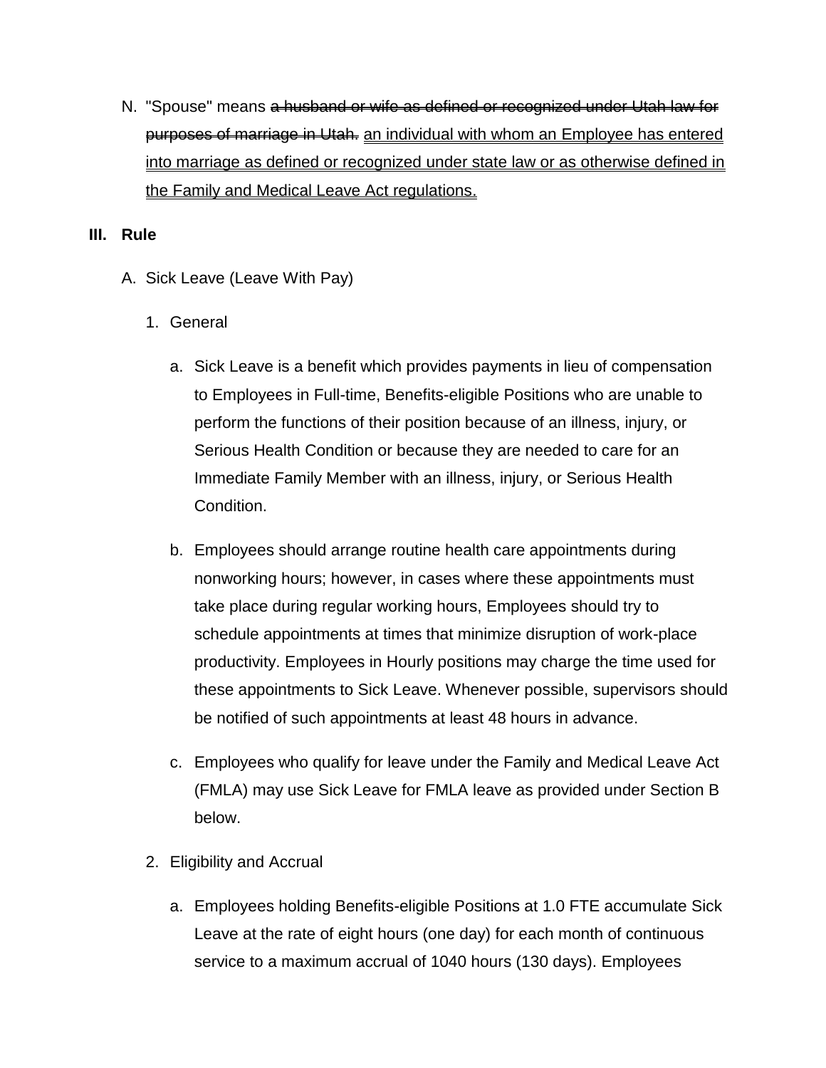N. "Spouse" means ~~a husband or wife as defined or recognized under Utah law for purposes of marriage in Utah.~~ <u>an individual with whom an Employee has entered into marriage as defined or recognized under state law or as otherwise defined in the Family and Medical Leave Act regulations.</u>

## III. Rule

A. Sick Leave (Leave With Pay)

1. General

   a. Sick Leave is a benefit which provides payments in lieu of compensation to Employees in Full-time, Benefits-eligible Positions who are unable to perform the functions of their position because of an illness, injury, or Serious Health Condition or because they are needed to care for an Immediate Family Member with an illness, injury, or Serious Health Condition.

   b. Employees should arrange routine health care appointments during nonworking hours; however, in cases where these appointments must take place during regular working hours, Employees should try to schedule appointments at times that minimize disruption of work-place productivity. Employees in Hourly positions may charge the time used for these appointments to Sick Leave. Whenever possible, supervisors should be notified of such appointments at least 48 hours in advance.

   c. Employees who qualify for leave under the Family and Medical Leave Act (FMLA) may use Sick Leave for FMLA leave as provided under Section B below.

2. Eligibility and Accrual

   a. Employees holding Benefits-eligible Positions at 1.0 FTE accumulate Sick Leave at the rate of eight hours (one day) for each month of continuous service to a maximum accrual of 1040 hours (130 days). Employees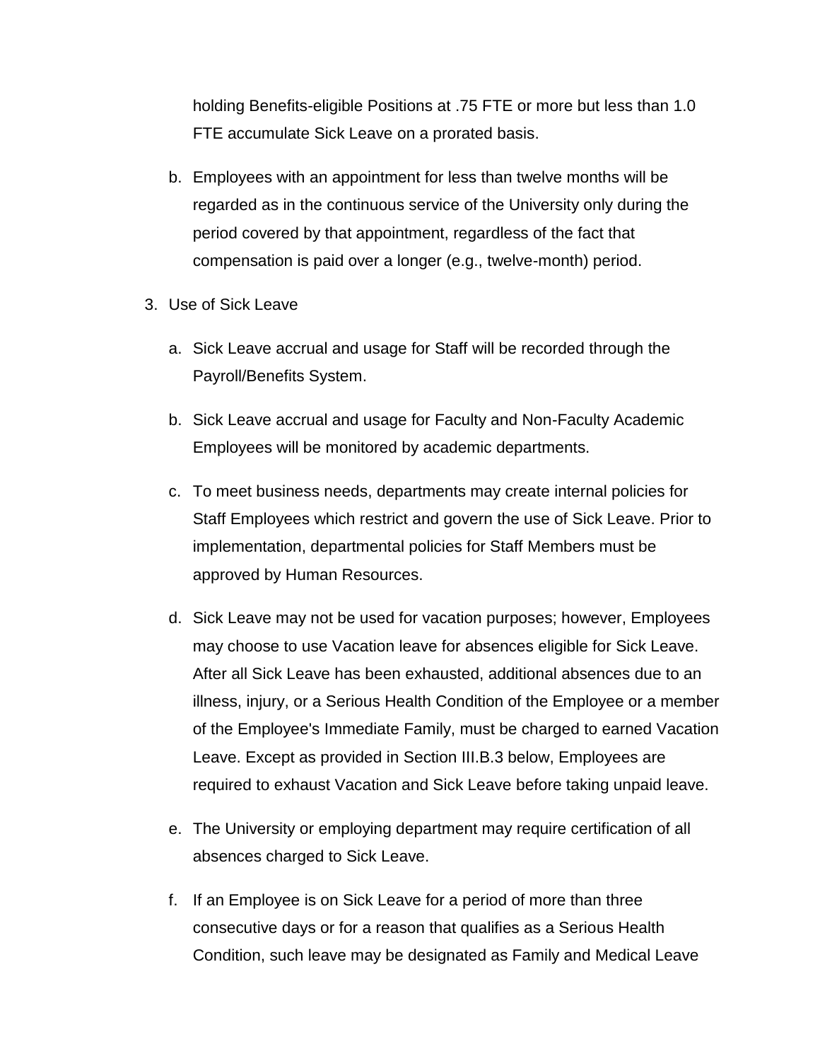holding Benefits-eligible Positions at .75 FTE or more but less than 1.0 FTE accumulate Sick Leave on a prorated basis.

b. Employees with an appointment for less than twelve months will be regarded as in the continuous service of the University only during the period covered by that appointment, regardless of the fact that compensation is paid over a longer (e.g., twelve-month) period.

3. Use of Sick Leave

   a. Sick Leave accrual and usage for Staff will be recorded through the Payroll/Benefits System.

   b. Sick Leave accrual and usage for Faculty and Non-Faculty Academic Employees will be monitored by academic departments.

   c. To meet business needs, departments may create internal policies for Staff Employees which restrict and govern the use of Sick Leave. Prior to implementation, departmental policies for Staff Members must be approved by Human Resources.

   d. Sick Leave may not be used for vacation purposes; however, Employees may choose to use Vacation leave for absences eligible for Sick Leave. After all Sick Leave has been exhausted, additional absences due to an illness, injury, or a Serious Health Condition of the Employee or a member of the Employee's Immediate Family, must be charged to earned Vacation Leave. Except as provided in Section III.B.3 below, Employees are required to exhaust Vacation and Sick Leave before taking unpaid leave.

   e. The University or employing department may require certification of all absences charged to Sick Leave.

   f. If an Employee is on Sick Leave for a period of more than three consecutive days or for a reason that qualifies as a Serious Health Condition, such leave may be designated as Family and Medical Leave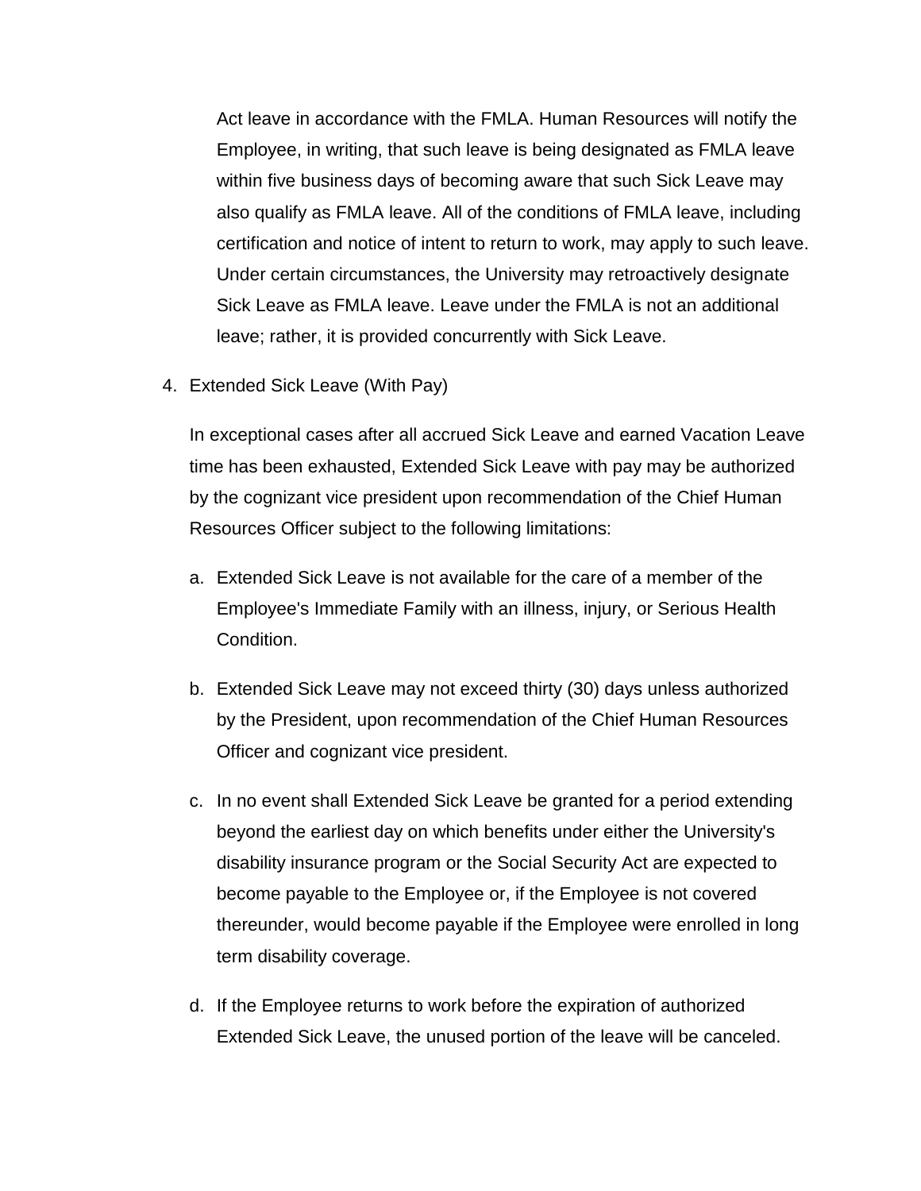Act leave in accordance with the FMLA. Human Resources will notify the Employee, in writing, that such leave is being designated as FMLA leave within five business days of becoming aware that such Sick Leave may also qualify as FMLA leave. All of the conditions of FMLA leave, including certification and notice of intent to return to work, may apply to such leave. Under certain circumstances, the University may retroactively designate Sick Leave as FMLA leave. Leave under the FMLA is not an additional leave; rather, it is provided concurrently with Sick Leave.

4. Extended Sick Leave (With Pay)

   In exceptional cases after all accrued Sick Leave and earned Vacation Leave time has been exhausted, Extended Sick Leave with pay may be authorized by the cognizant vice president upon recommendation of the Chief Human Resources Officer subject to the following limitations:

   a. Extended Sick Leave is not available for the care of a member of the Employee's Immediate Family with an illness, injury, or Serious Health Condition.

   b. Extended Sick Leave may not exceed thirty (30) days unless authorized by the President, upon recommendation of the Chief Human Resources Officer and cognizant vice president.

   c. In no event shall Extended Sick Leave be granted for a period extending beyond the earliest day on which benefits under either the University's disability insurance program or the Social Security Act are expected to become payable to the Employee or, if the Employee is not covered thereunder, would become payable if the Employee were enrolled in long term disability coverage.

   d. If the Employee returns to work before the expiration of authorized Extended Sick Leave, the unused portion of the leave will be canceled.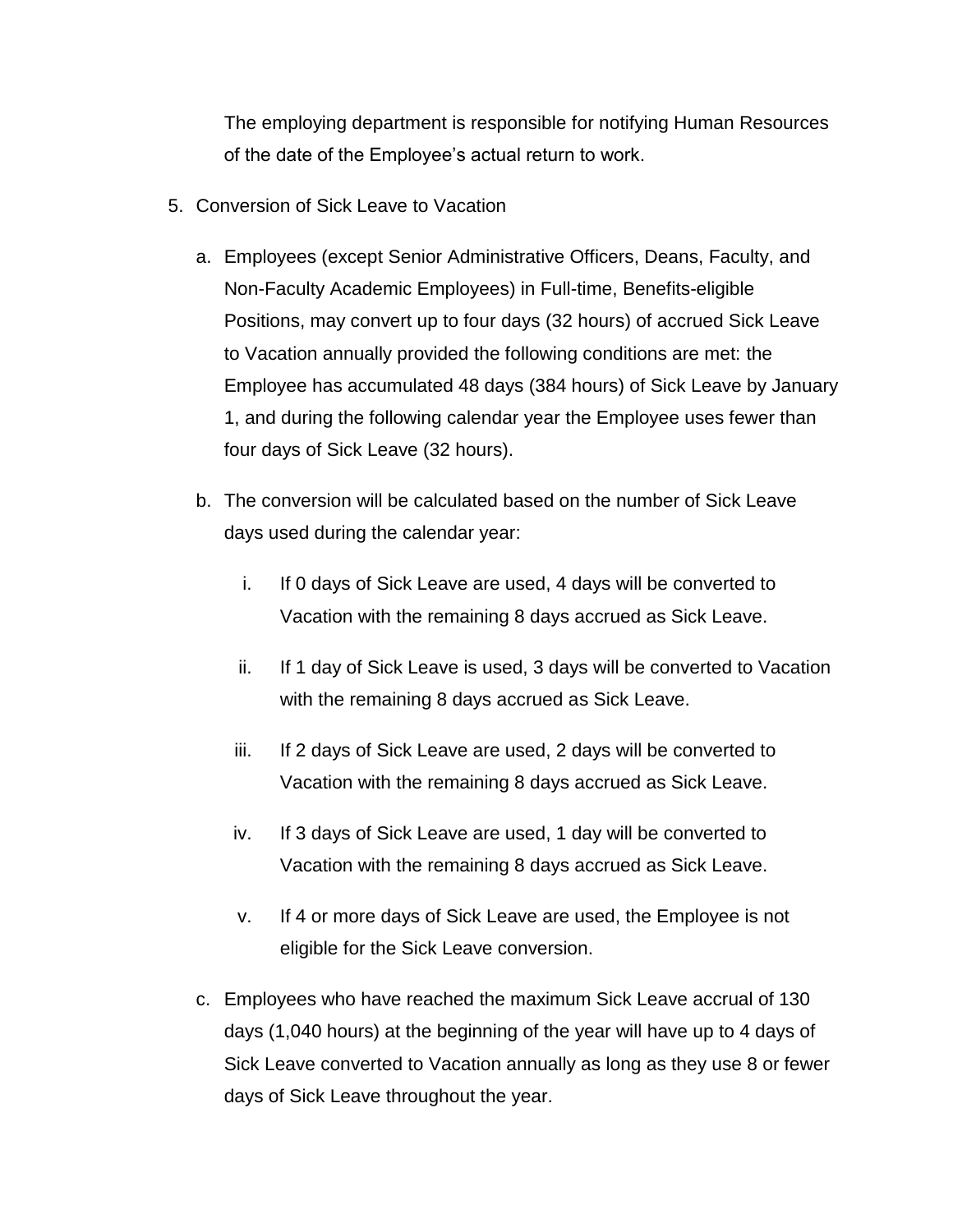The employing department is responsible for notifying Human Resources of the date of the Employee's actual return to work.

5. Conversion of Sick Leave to Vacation

   a. Employees (except Senior Administrative Officers, Deans, Faculty, and Non-Faculty Academic Employees) in Full-time, Benefits-eligible Positions, may convert up to four days (32 hours) of accrued Sick Leave to Vacation annually provided the following conditions are met: the Employee has accumulated 48 days (384 hours) of Sick Leave by January 1, and during the following calendar year the Employee uses fewer than four days of Sick Leave (32 hours).

   b. The conversion will be calculated based on the number of Sick Leave days used during the calendar year:

      i. If 0 days of Sick Leave are used, 4 days will be converted to Vacation with the remaining 8 days accrued as Sick Leave.

      ii. If 1 day of Sick Leave is used, 3 days will be converted to Vacation with the remaining 8 days accrued as Sick Leave.

      iii. If 2 days of Sick Leave are used, 2 days will be converted to Vacation with the remaining 8 days accrued as Sick Leave.

      iv. If 3 days of Sick Leave are used, 1 day will be converted to Vacation with the remaining 8 days accrued as Sick Leave.

      v. If 4 or more days of Sick Leave are used, the Employee is not eligible for the Sick Leave conversion.

   c. Employees who have reached the maximum Sick Leave accrual of 130 days (1,040 hours) at the beginning of the year will have up to 4 days of Sick Leave converted to Vacation annually as long as they use 8 or fewer days of Sick Leave throughout the year.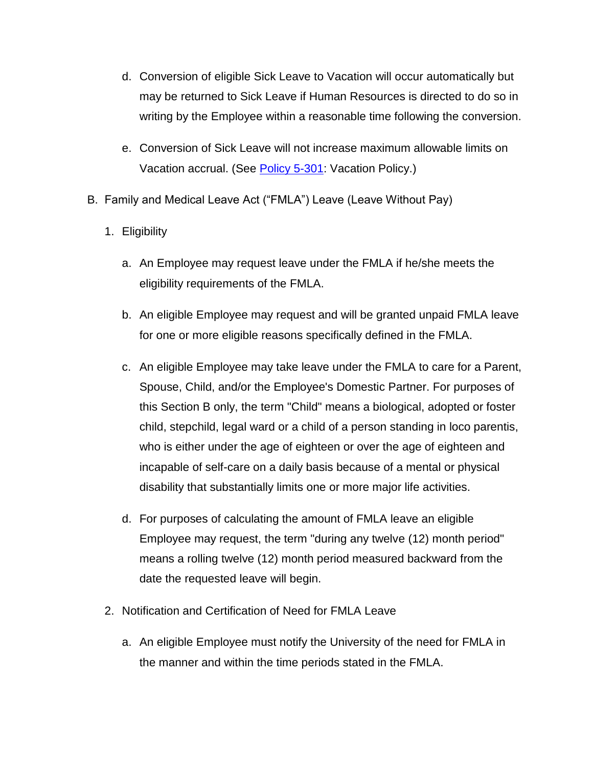d. Conversion of eligible Sick Leave to Vacation will occur automatically but may be returned to Sick Leave if Human Resources is directed to do so in writing by the Employee within a reasonable time following the conversion.

e. Conversion of Sick Leave will not increase maximum allowable limits on Vacation accrual. (See [Policy 5-301](Policy 5-301): Vacation Policy.)

B. Family and Medical Leave Act ("FMLA") Leave (Leave Without Pay)

1. Eligibility

a. An Employee may request leave under the FMLA if he/she meets the eligibility requirements of the FMLA.

b. An eligible Employee may request and will be granted unpaid FMLA leave for one or more eligible reasons specifically defined in the FMLA.

c. An eligible Employee may take leave under the FMLA to care for a Parent, Spouse, Child, and/or the Employee's Domestic Partner. For purposes of this Section B only, the term "Child" means a biological, adopted or foster child, stepchild, legal ward or a child of a person standing in loco parentis, who is either under the age of eighteen or over the age of eighteen and incapable of self-care on a daily basis because of a mental or physical disability that substantially limits one or more major life activities.

d. For purposes of calculating the amount of FMLA leave an eligible Employee may request, the term "during any twelve (12) month period" means a rolling twelve (12) month period measured backward from the date the requested leave will begin.

2. Notification and Certification of Need for FMLA Leave

a. An eligible Employee must notify the University of the need for FMLA in the manner and within the time periods stated in the FMLA.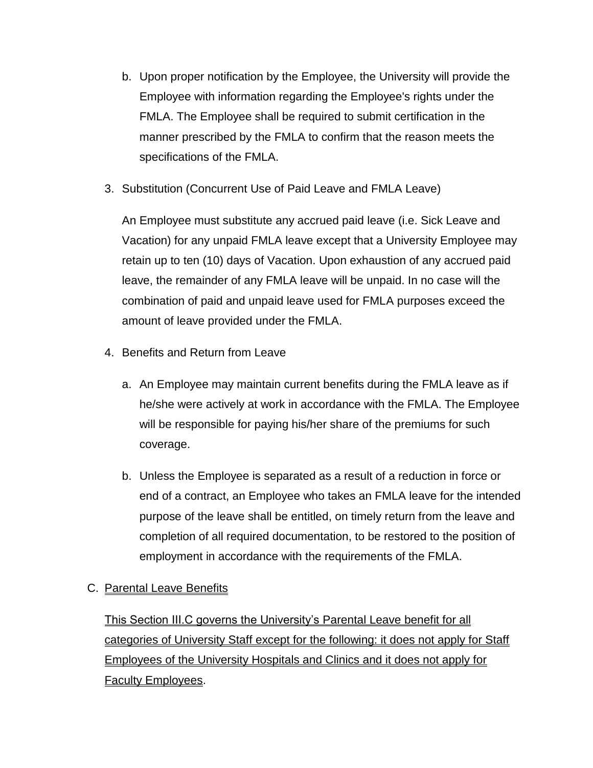b. Upon proper notification by the Employee, the University will provide the Employee with information regarding the Employee's rights under the FMLA. The Employee shall be required to submit certification in the manner prescribed by the FMLA to confirm that the reason meets the specifications of the FMLA.

3. Substitution (Concurrent Use of Paid Leave and FMLA Leave)

   An Employee must substitute any accrued paid leave (i.e. Sick Leave and Vacation) for any unpaid FMLA leave except that a University Employee may retain up to ten (10) days of Vacation. Upon exhaustion of any accrued paid leave, the remainder of any FMLA leave will be unpaid. In no case will the combination of paid and unpaid leave used for FMLA purposes exceed the amount of leave provided under the FMLA.

4. Benefits and Return from Leave

   a. An Employee may maintain current benefits during the FMLA leave as if he/she were actively at work in accordance with the FMLA. The Employee will be responsible for paying his/her share of the premiums for such coverage.

   b. Unless the Employee is separated as a result of a reduction in force or end of a contract, an Employee who takes an FMLA leave for the intended purpose of the leave shall be entitled, on timely return from the leave and completion of all required documentation, to be restored to the position of employment in accordance with the requirements of the FMLA.

C. <u>Parental Leave Benefits</u>

   <u>This Section III.C governs the University's Parental Leave benefit for all categories of University Staff except for the following: it does not apply for Staff Employees of the University Hospitals and Clinics and it does not apply for Faculty Employees</u>.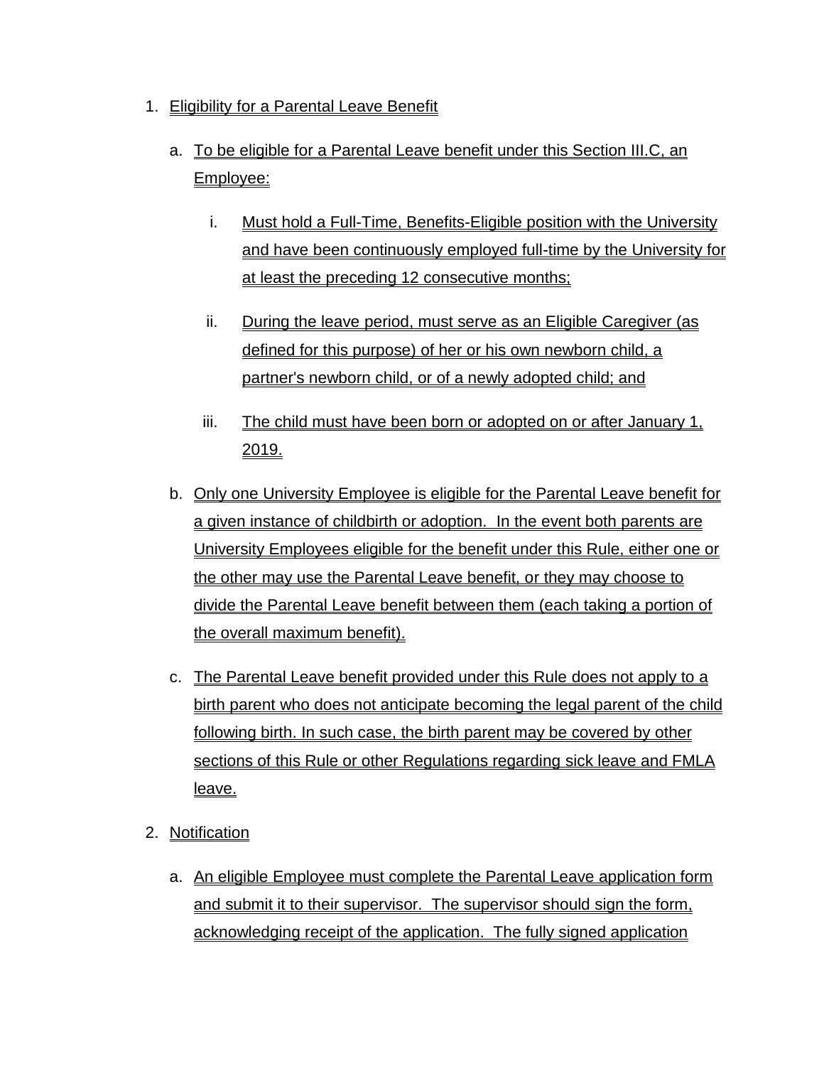1. Eligibility for a Parental Leave Benefit

   a. To be eligible for a Parental Leave benefit under this Section III.C, an Employee:

      i. Must hold a Full-Time, Benefits-Eligible position with the University and have been continuously employed full-time by the University for at least the preceding 12 consecutive months;

      ii. During the leave period, must serve as an Eligible Caregiver (as defined for this purpose) of her or his own newborn child, a partner's newborn child, or of a newly adopted child; and

      iii. The child must have been born or adopted on or after January 1, 2019.

   b. Only one University Employee is eligible for the Parental Leave benefit for a given instance of childbirth or adoption. In the event both parents are University Employees eligible for the benefit under this Rule, either one or the other may use the Parental Leave benefit, or they may choose to divide the Parental Leave benefit between them (each taking a portion of the overall maximum benefit).

   c. The Parental Leave benefit provided under this Rule does not apply to a birth parent who does not anticipate becoming the legal parent of the child following birth. In such case, the birth parent may be covered by other sections of this Rule or other Regulations regarding sick leave and FMLA leave.

2. Notification

   a. An eligible Employee must complete the Parental Leave application form and submit it to their supervisor. The supervisor should sign the form, acknowledging receipt of the application. The fully signed application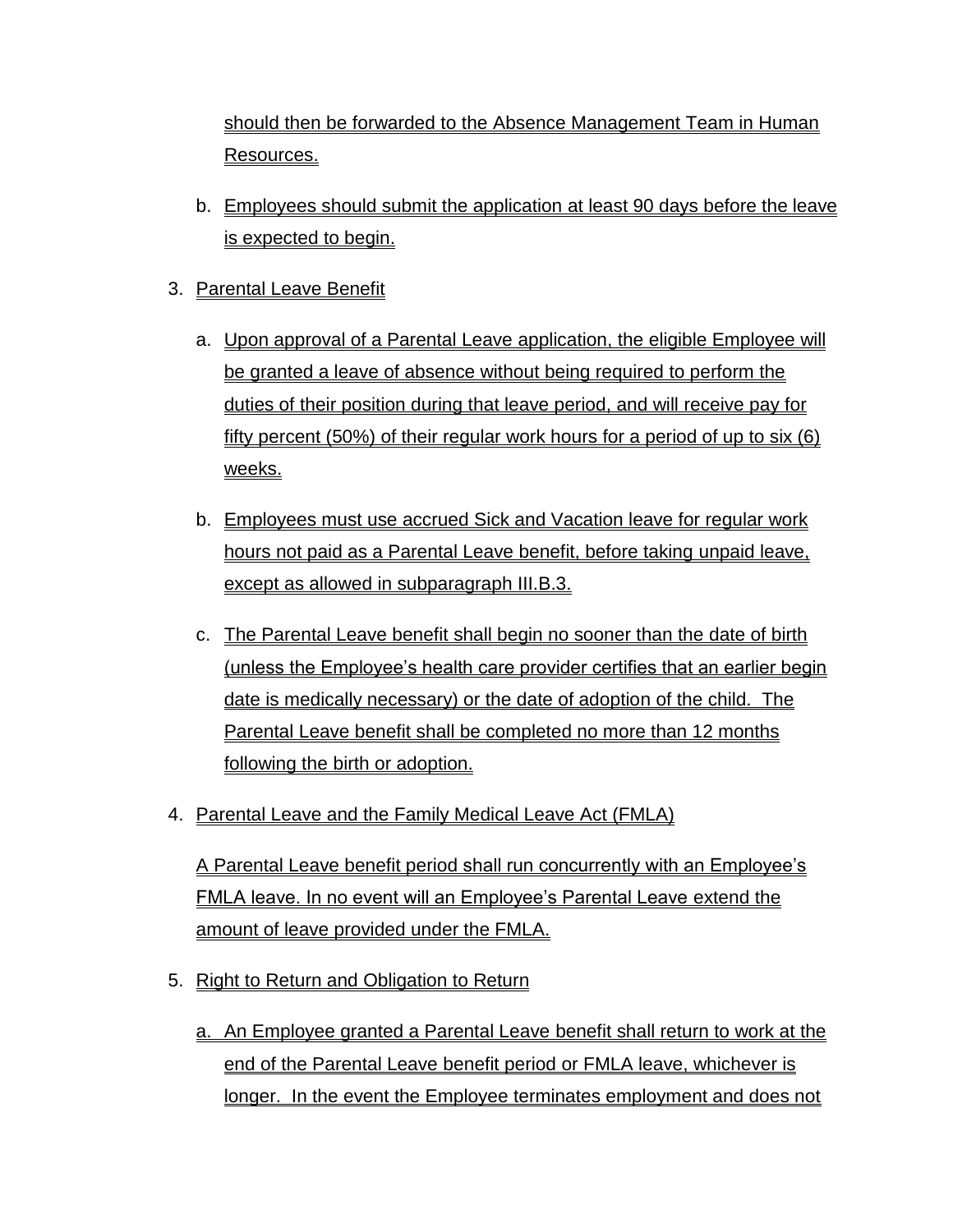should then be forwarded to the Absence Management Team in Human Resources.

b. Employees should submit the application at least 90 days before the leave is expected to begin.

3. Parental Leave Benefit

   a. Upon approval of a Parental Leave application, the eligible Employee will be granted a leave of absence without being required to perform the duties of their position during that leave period, and will receive pay for fifty percent (50%) of their regular work hours for a period of up to six (6) weeks.

   b. Employees must use accrued Sick and Vacation leave for regular work hours not paid as a Parental Leave benefit, before taking unpaid leave, except as allowed in subparagraph III.B.3.

   c. The Parental Leave benefit shall begin no sooner than the date of birth (unless the Employee's health care provider certifies that an earlier begin date is medically necessary) or the date of adoption of the child. The Parental Leave benefit shall be completed no more than 12 months following the birth or adoption.

4. Parental Leave and the Family Medical Leave Act (FMLA)

   A Parental Leave benefit period shall run concurrently with an Employee's FMLA leave. In no event will an Employee's Parental Leave extend the amount of leave provided under the FMLA.

5. Right to Return and Obligation to Return

   a. An Employee granted a Parental Leave benefit shall return to work at the end of the Parental Leave benefit period or FMLA leave, whichever is longer. In the event the Employee terminates employment and does not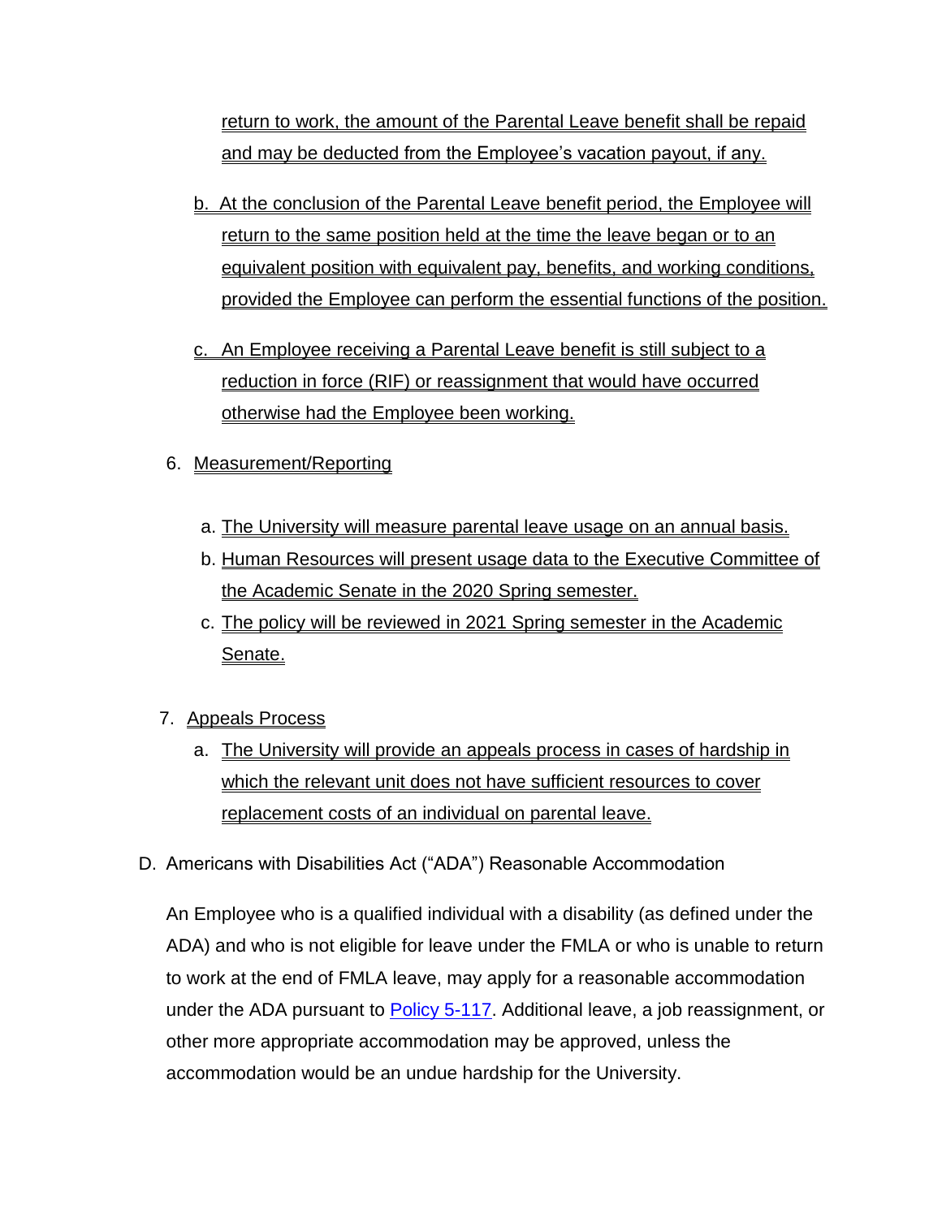return to work, the amount of the Parental Leave benefit shall be repaid and may be deducted from the Employee's vacation payout, if any.

b. At the conclusion of the Parental Leave benefit period, the Employee will return to the same position held at the time the leave began or to an equivalent position with equivalent pay, benefits, and working conditions, provided the Employee can perform the essential functions of the position.

c. An Employee receiving a Parental Leave benefit is still subject to a reduction in force (RIF) or reassignment that would have occurred otherwise had the Employee been working.

6. Measurement/Reporting

   a. The University will measure parental leave usage on an annual basis.
   b. Human Resources will present usage data to the Executive Committee of the Academic Senate in the 2020 Spring semester.
   c. The policy will be reviewed in 2021 Spring semester in the Academic Senate.

7. Appeals Process

   a. The University will provide an appeals process in cases of hardship in which the relevant unit does not have sufficient resources to cover replacement costs of an individual on parental leave.

D. Americans with Disabilities Act ("ADA") Reasonable Accommodation

An Employee who is a qualified individual with a disability (as defined under the ADA) and who is not eligible for leave under the FMLA or who is unable to return to work at the end of FMLA leave, may apply for a reasonable accommodation under the ADA pursuant to Policy 5-117. Additional leave, a job reassignment, or other more appropriate accommodation may be approved, unless the accommodation would be an undue hardship for the University.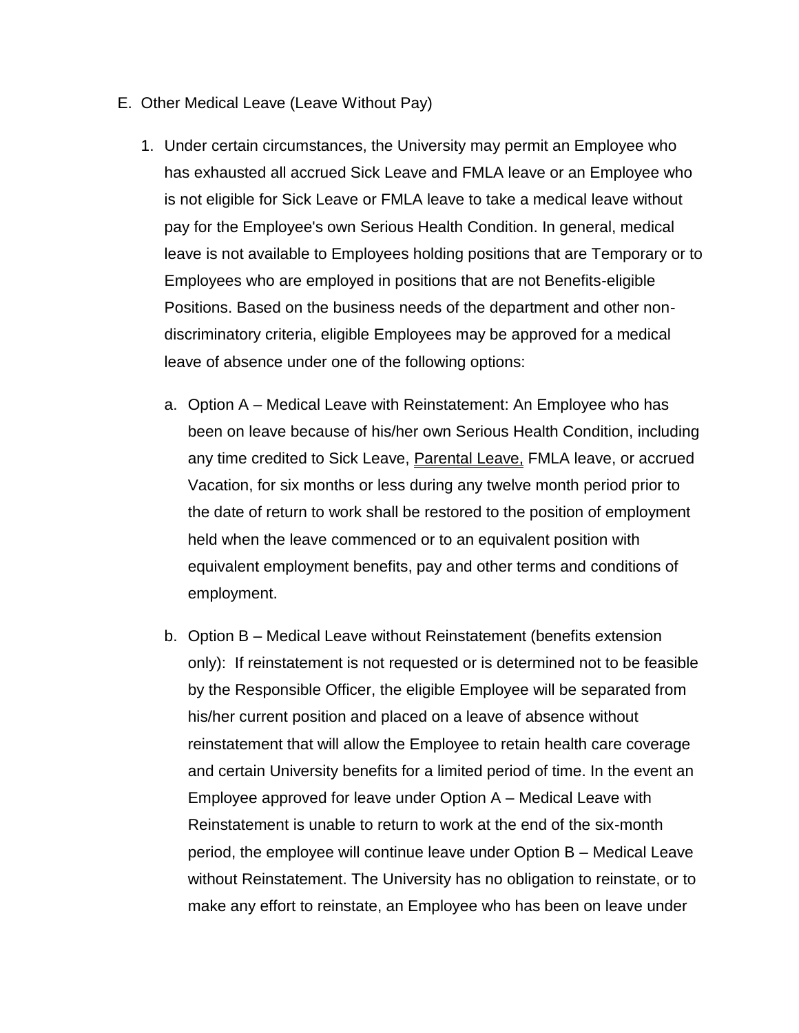E. Other Medical Leave (Leave Without Pay)

1. Under certain circumstances, the University may permit an Employee who has exhausted all accrued Sick Leave and FMLA leave or an Employee who is not eligible for Sick Leave or FMLA leave to take a medical leave without pay for the Employee's own Serious Health Condition. In general, medical leave is not available to Employees holding positions that are Temporary or to Employees who are employed in positions that are not Benefits-eligible Positions. Based on the business needs of the department and other non-discriminatory criteria, eligible Employees may be approved for a medical leave of absence under one of the following options:

   a. Option A – Medical Leave with Reinstatement: An Employee who has been on leave because of his/her own Serious Health Condition, including any time credited to Sick Leave, Parental Leave, FMLA leave, or accrued Vacation, for six months or less during any twelve month period prior to the date of return to work shall be restored to the position of employment held when the leave commenced or to an equivalent position with equivalent employment benefits, pay and other terms and conditions of employment.

   b. Option B – Medical Leave without Reinstatement (benefits extension only): If reinstatement is not requested or is determined not to be feasible by the Responsible Officer, the eligible Employee will be separated from his/her current position and placed on a leave of absence without reinstatement that will allow the Employee to retain health care coverage and certain University benefits for a limited period of time. In the event an Employee approved for leave under Option A – Medical Leave with Reinstatement is unable to return to work at the end of the six-month period, the employee will continue leave under Option B – Medical Leave without Reinstatement. The University has no obligation to reinstate, or to make any effort to reinstate, an Employee who has been on leave under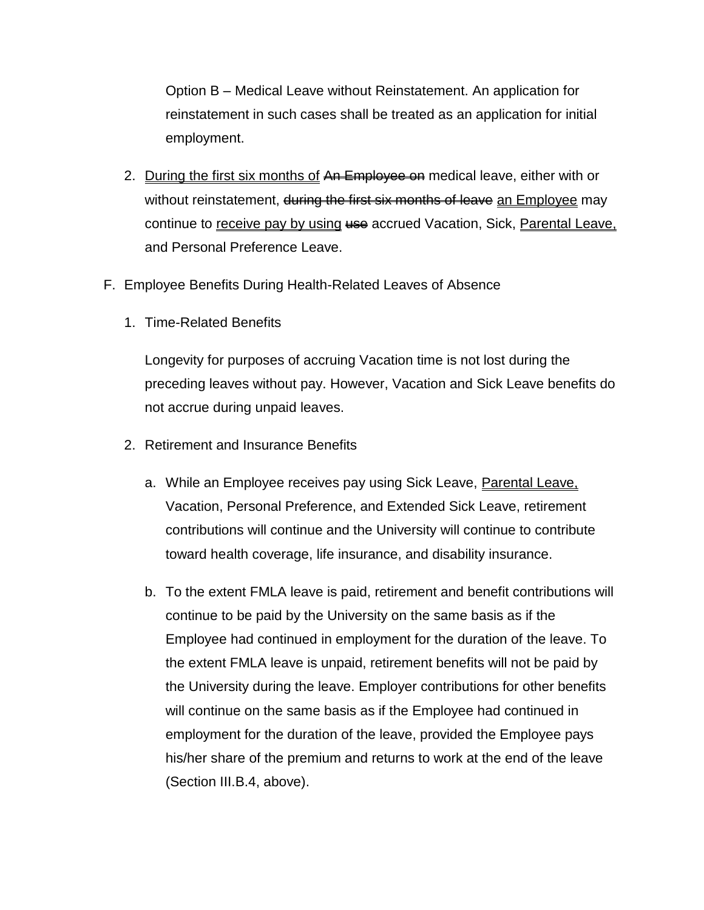Option B – Medical Leave without Reinstatement. An application for reinstatement in such cases shall be treated as an application for initial employment.

2. <u>During the first six months of</u> ~~An Employee on~~ medical leave, either with or without reinstatement, ~~during the first six months of leave~~ <u>an Employee</u> may continue to <u>receive pay by using</u> ~~use~~ accrued Vacation, Sick, <u>Parental Leave,</u> and Personal Preference Leave.

F. Employee Benefits During Health-Related Leaves of Absence

1. Time-Related Benefits

   Longevity for purposes of accruing Vacation time is not lost during the preceding leaves without pay. However, Vacation and Sick Leave benefits do not accrue during unpaid leaves.

2. Retirement and Insurance Benefits

   a. While an Employee receives pay using Sick Leave, <u>Parental Leave,</u> Vacation, Personal Preference, and Extended Sick Leave, retirement contributions will continue and the University will continue to contribute toward health coverage, life insurance, and disability insurance.

   b. To the extent FMLA leave is paid, retirement and benefit contributions will continue to be paid by the University on the same basis as if the Employee had continued in employment for the duration of the leave. To the extent FMLA leave is unpaid, retirement benefits will not be paid by the University during the leave. Employer contributions for other benefits will continue on the same basis as if the Employee had continued in employment for the duration of the leave, provided the Employee pays his/her share of the premium and returns to work at the end of the leave (Section III.B.4, above).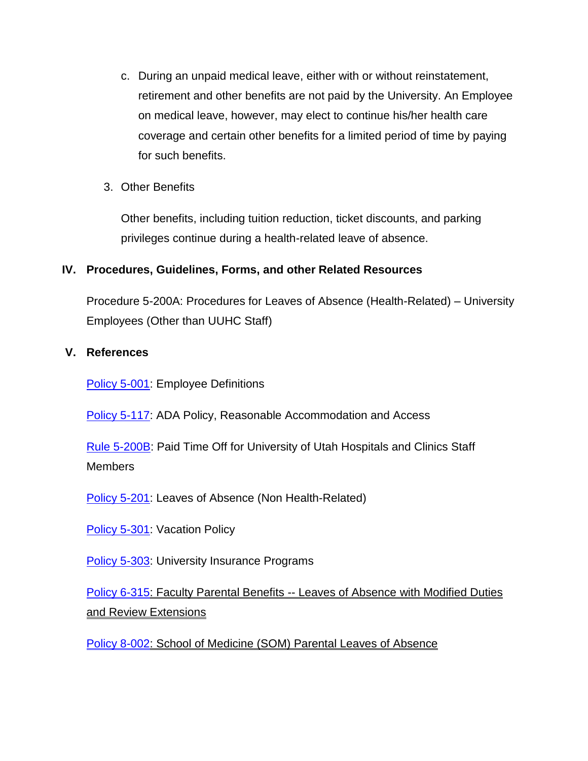c. During an unpaid medical leave, either with or without reinstatement, retirement and other benefits are not paid by the University. An Employee on medical leave, however, may elect to continue his/her health care coverage and certain other benefits for a limited period of time by paying for such benefits.

3. Other Benefits

   Other benefits, including tuition reduction, ticket discounts, and parking privileges continue during a health-related leave of absence.

## IV. Procedures, Guidelines, Forms, and other Related Resources

Procedure 5-200A: Procedures for Leaves of Absence (Health-Related) – University Employees (Other than UUHC Staff)

## V. References

Policy 5-001: Employee Definitions

Policy 5-117: ADA Policy, Reasonable Accommodation and Access

Rule 5-200B: Paid Time Off for University of Utah Hospitals and Clinics Staff Members

Policy 5-201: Leaves of Absence (Non Health-Related)

Policy 5-301: Vacation Policy

Policy 5-303: University Insurance Programs

Policy 6-315: Faculty Parental Benefits -- Leaves of Absence with Modified Duties and Review Extensions

Policy 8-002: School of Medicine (SOM) Parental Leaves of Absence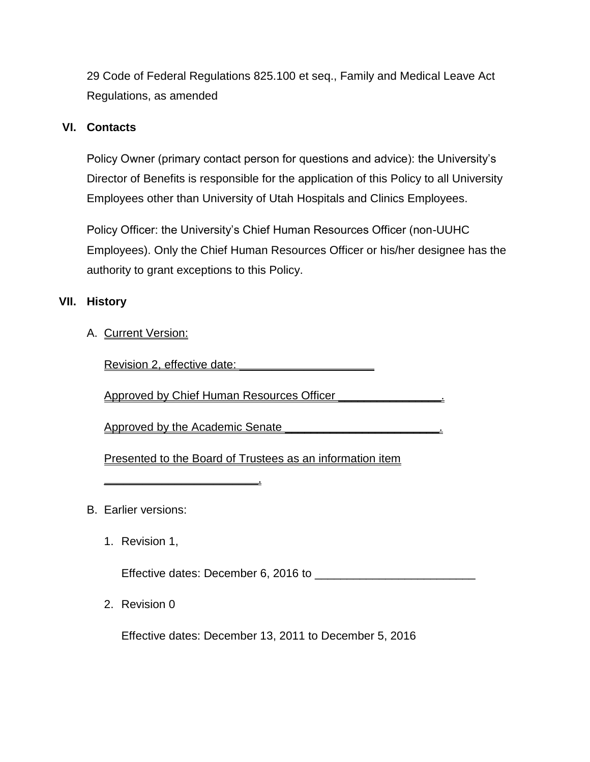29 Code of Federal Regulations 825.100 et seq., Family and Medical Leave Act Regulations, as amended

## VI. Contacts

Policy Owner (primary contact person for questions and advice): the University's Director of Benefits is responsible for the application of this Policy to all University Employees other than University of Utah Hospitals and Clinics Employees.

Policy Officer: the University's Chief Human Resources Officer (non-UUHC Employees). Only the Chief Human Resources Officer or his/her designee has the authority to grant exceptions to this Policy.

## VII. History

A. Current Version:

Revision 2, effective date: _____________________

Approved by Chief Human Resources Officer ________________.

Approved by the Academic Senate ________________________.

Presented to the Board of Trustees as an information item ________________________.

B. Earlier versions:

1. Revision 1,

   Effective dates: December 6, 2016 to _________________________

2. Revision 0

   Effective dates: December 13, 2011 to December 5, 2016